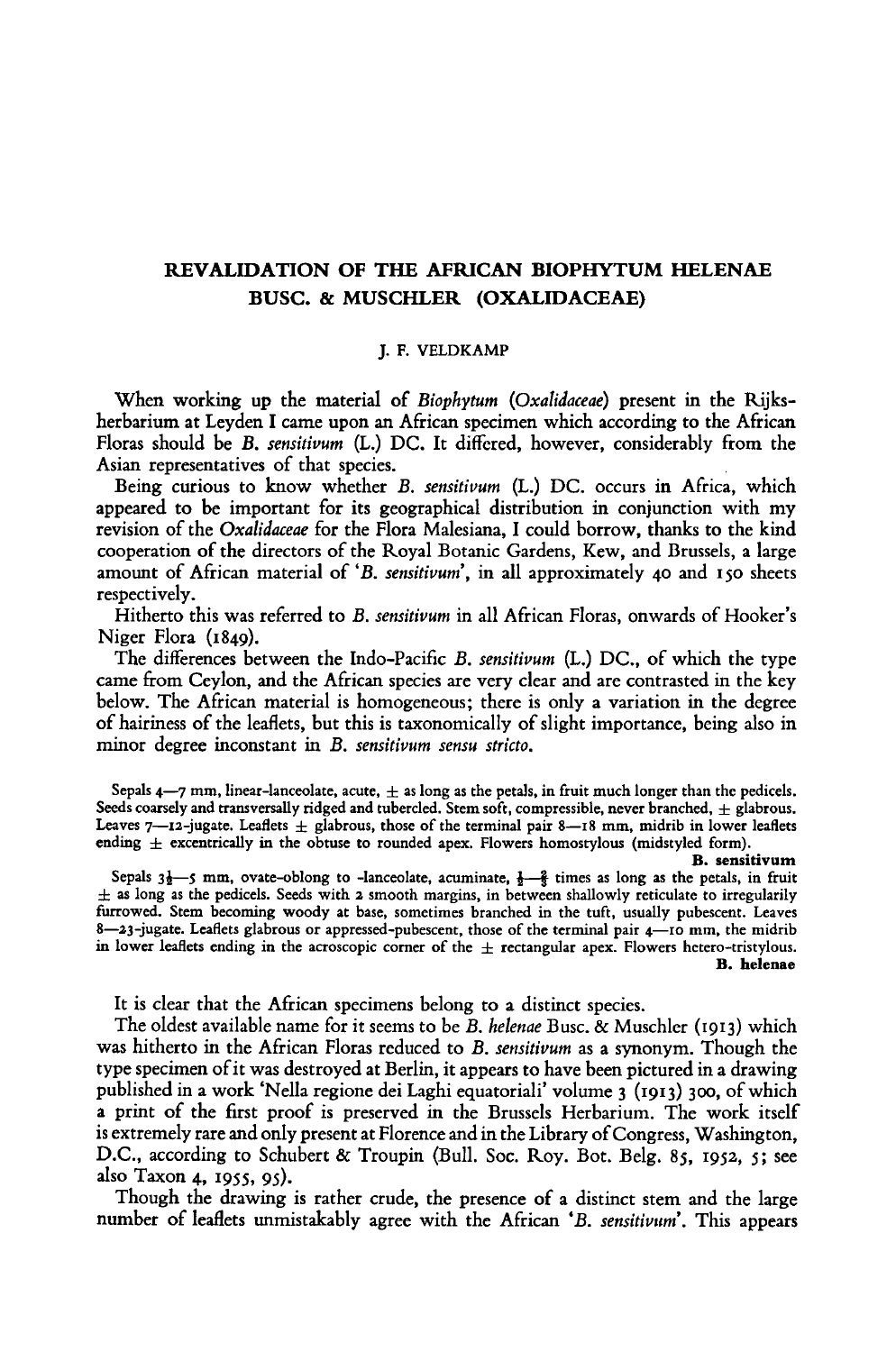# REVALIDATION OF THE AFRICAN BIOPHYTUM HELENAE BUSC. & MUSCHLER (OXALIDACEAE)

J. F. VELDKAMP

When working up the material of *Biophytum* (*Oxalidaceae*) present in the Rijksherbarium at Leyden I came upon an African specimen which according to the African Floras should be *B. sensitivum* (L.) DC. It differed, however, considerably from the Asian representatives of that species.

Being curious to know whether *B. sensitivum* (L.) DC. occurs in Africa, which appeared to be important for its geographical distribution in conjunction with my revision of the *Oxalidaceae* for the Flora Malesiana, I could borrow, thanks to the kind cooperation of the directors of the Royal Botanic Gardens, Kew, and Brussels, a large amount of African material of '*B. sensitivum*', in all approximately 40 and 150 sheets respectively.

Hitherto this was referred to *B. sensitivum* in all African Floras, onwards of Hooker's Niger Flora (1849).

The differences between the Indo-Pacific *B. sensitivum* (L.) DC., of which the type came from Ceylon, and the African species are very clear and are contrasted in the key below. The African material is homogeneous; there is only a variation in the degree of hairiness of the leaflets, but this is taxonomically of slight importance, being also in minor degree inconstant in *B. sensitivum sensu stricto*.

Sepals 4—7 mm, linear-lanceolate, acute, ± as long as the petals, in fruit much longer than the pedicels. Seeds coarsely and transversally ridged and tubercled. Stem soft, compressible, never branched, ± glabrous. Leaves 7—12-jugate. Leaflets ± glabrous, those of the terminal pair 8—18 mm, midrib in lower leaflets ending ± excentrically in the obtuse to rounded apex. Flowers homostylous (midstyled form). **B. sensitivum**

Sepals $3\frac{1}{2}$—5 mm, ovate-oblong to -lanceolate, acuminate, $\frac{1}{2}$—$\frac{2}{3}$ times as long as the petals, in fruit ± as long as the pedicels. Seeds with 2 smooth margins, in between shallowly reticulate to irregularily furrowed. Stem becoming woody at base, sometimes branched in the tuft, usually pubescent. Leaves 8—23-jugate. Leaflets glabrous or appressed-pubescent, those of the terminal pair 4—10 mm, the midrib in lower leaflets ending in the acroscopic corner of the ± rectangular apex. Flowers hetero-tristylous. **B. helenae**

It is clear that the African specimens belong to a distinct species.

The oldest available name for it seems to be *B. helenae* Busc. & Muschler (1913) which was hitherto in the African Floras reduced to *B. sensitivum* as a synonym. Though the type specimen of it was destroyed at Berlin, it appears to have been pictured in a drawing published in a work 'Nella regione dei Laghi equatoriali' volume 3 (1913) 300, of which a print of the first proof is preserved in the Brussels Herbarium. The work itself is extremely rare and only present at Florence and in the Library of Congress, Washington, D.C., according to Schubert & Troupin (Bull. Soc. Roy. Bot. Belg. 85, 1952, 5; see also Taxon 4, 1955, 95).

Though the drawing is rather crude, the presence of a distinct stem and the large number of leaflets unmistakably agree with the African '*B. sensitivum*'. This appears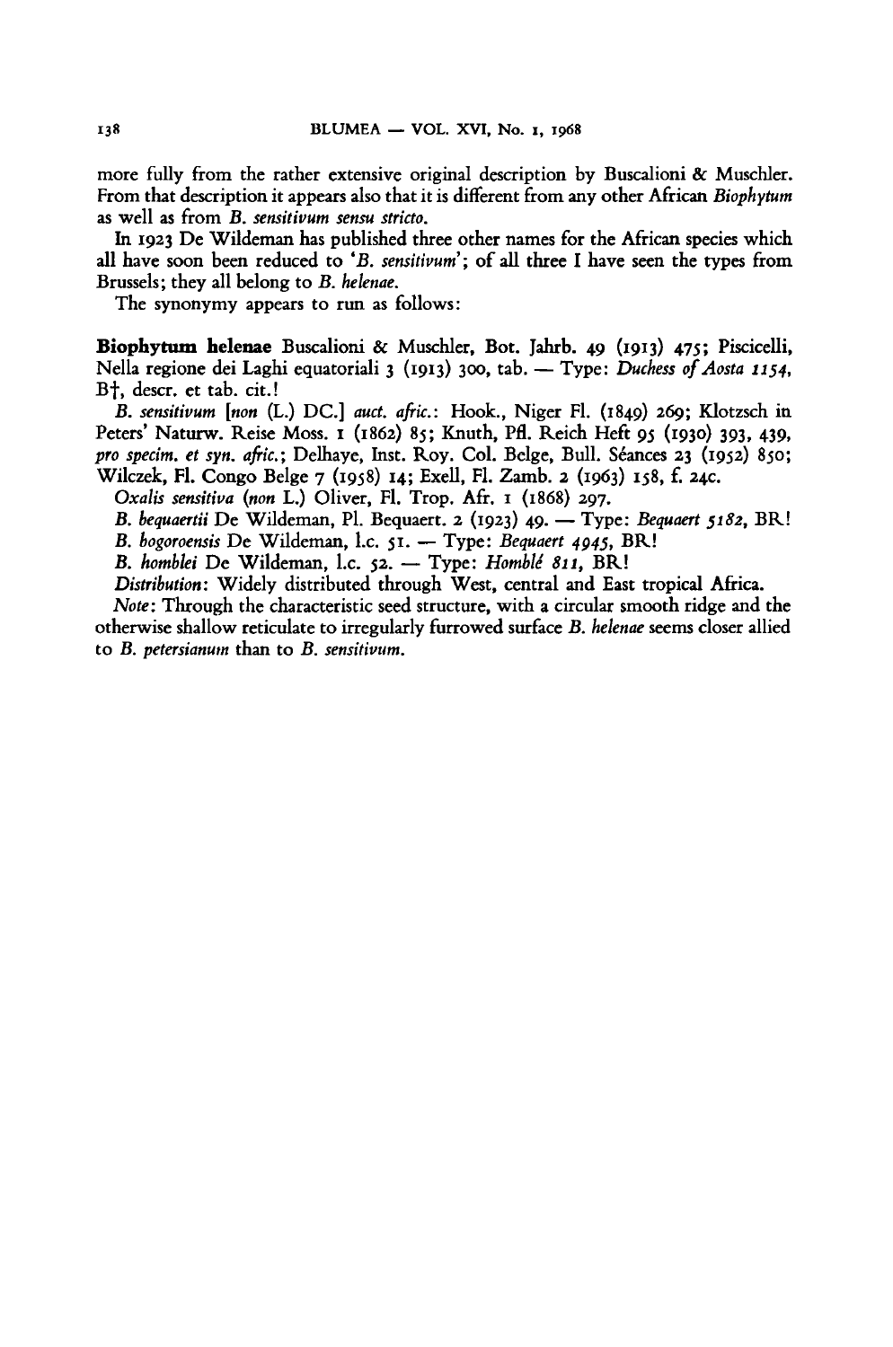more fully from the rather extensive original description by Buscalioni & Muschler. From that description it appears also that it is different from any other African *Biophytum* as well as from *B. sensitivum sensu stricto*.

In 1923 De Wildeman has published three other names for the African species which all have soon been reduced to '*B. sensitivum*'; of all three I have seen the types from Brussels; they all belong to *B. helenae*.

The synonymy appears to run as follows:

**Biophytum helenae** Buscalioni & Muschler, Bot. Jahrb. 49 (1913) 475; Piscicelli, Nella regione dei Laghi equatoriali 3 (1913) 300, tab. — Type: *Duchess of Aosta 1154*, B†, descr. et tab. cit.!

*B. sensitivum* [*non* (L.) DC.] *auct. afric.*: Hook., Niger Fl. (1849) 269; Klotzsch in Peters' Naturw. Reise Moss. 1 (1862) 85; Knuth, Pfl. Reich Heft 95 (1930) 393, 439, *pro specim. et syn. afric.*; Delhaye, Inst. Roy. Col. Belge, Bull. Séances 23 (1952) 850; Wilczek, Fl. Congo Belge 7 (1958) 14; Exell, Fl. Zamb. 2 (1963) 158, f. 24c.

*Oxalis sensitiva* (*non* L.) Oliver, Fl. Trop. Afr. 1 (1868) 297.

*B. bequaertii* De Wildeman, Pl. Bequaert. 2 (1923) 49. — Type: *Bequaert 5182*, BR!

*B. bogoroensis* De Wildeman, l.c. 51. — Type: *Bequaert 4945*, BR!

*B. homblei* De Wildeman, l.c. 52. — Type: *Homblé 811*, BR!

*Distribution*: Widely distributed through West, central and East tropical Africa.

*Note*: Through the characteristic seed structure, with a circular smooth ridge and the otherwise shallow reticulate to irregularly furrowed surface *B. helenae* seems closer allied to *B. petersianum* than to *B. sensitivum*.